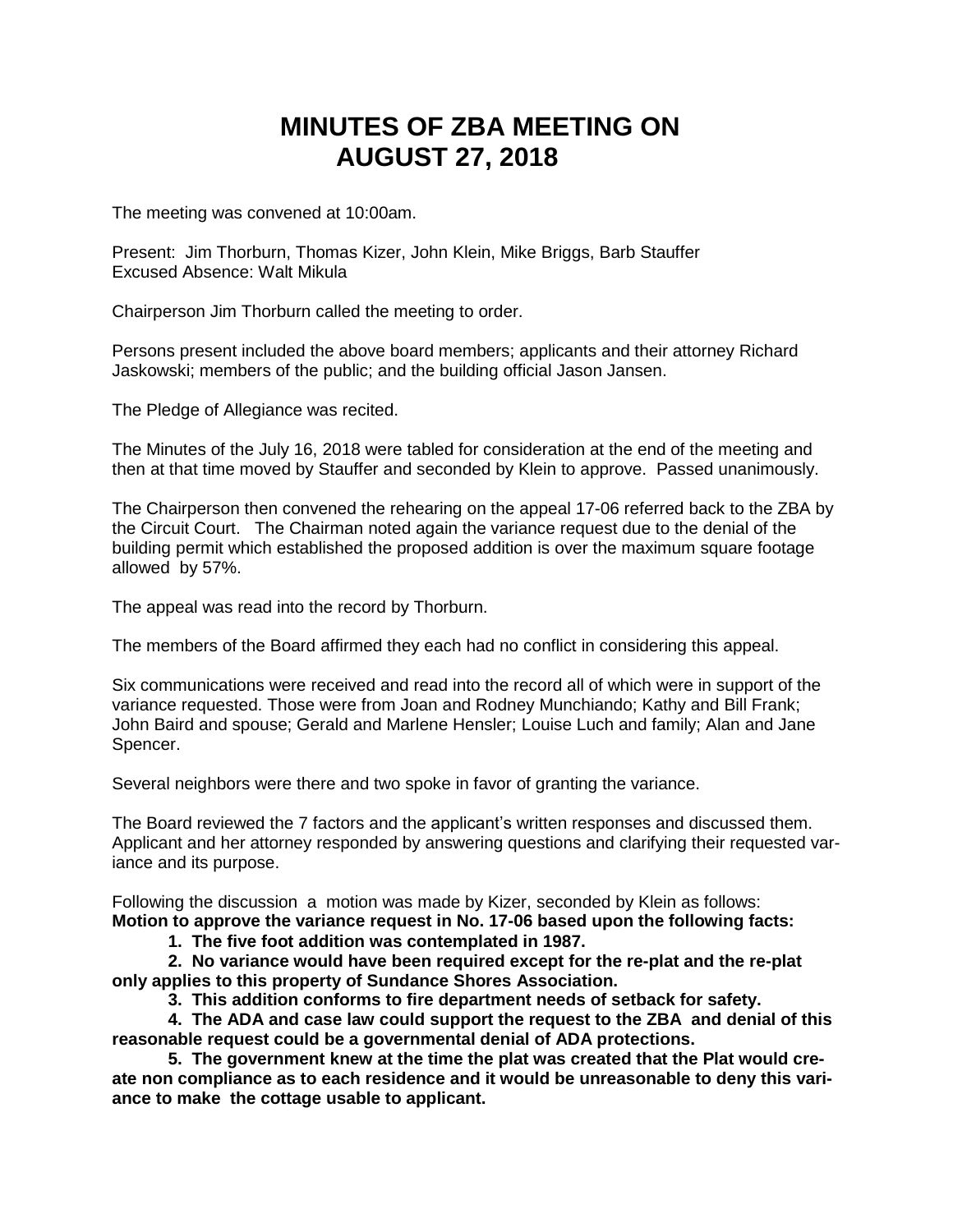# MINUTES OF ZBA MEETING ON AUGUST 27, 2018

The meeting was convened at 10:00am.

Present: Jim Thorburn, Thomas Kizer, John Klein, Mike Briggs, Barb Stauffer
Excused Absence: Walt Mikula

Chairperson Jim Thorburn called the meeting to order.

Persons present included the above board members; applicants and their attorney Richard Jaskowski; members of the public; and the building official Jason Jansen.

The Pledge of Allegiance was recited.

The Minutes of the July 16, 2018 were tabled for consideration at the end of the meeting and then at that time moved by Stauffer and seconded by Klein to approve. Passed unanimously.

The Chairperson then convened the rehearing on the appeal 17-06 referred back to the ZBA by the Circuit Court. The Chairman noted again the variance request due to the denial of the building permit which established the proposed addition is over the maximum square footage allowed by 57%.

The appeal was read into the record by Thorburn.

The members of the Board affirmed they each had no conflict in considering this appeal.

Six communications were received and read into the record all of which were in support of the variance requested. Those were from Joan and Rodney Munchiando; Kathy and Bill Frank; John Baird and spouse; Gerald and Marlene Hensler; Louise Luch and family; Alan and Jane Spencer.

Several neighbors were there and two spoke in favor of granting the variance.

The Board reviewed the 7 factors and the applicant's written responses and discussed them. Applicant and her attorney responded by answering questions and clarifying their requested variance and its purpose.

Following the discussion a motion was made by Kizer, seconded by Klein as follows:
**Motion to approve the variance request in No. 17-06 based upon the following facts:**

1. **The five foot addition was contemplated in 1987.**
2. **No variance would have been required except for the re-plat and the re-plat only applies to this property of Sundance Shores Association.**
3. **This addition conforms to fire department needs of setback for safety.**
4. **The ADA and case law could support the request to the ZBA and denial of this reasonable request could be a governmental denial of ADA protections.**
5. **The government knew at the time the plat was created that the Plat would create non compliance as to each residence and it would be unreasonable to deny this variance to make the cottage usable to applicant.**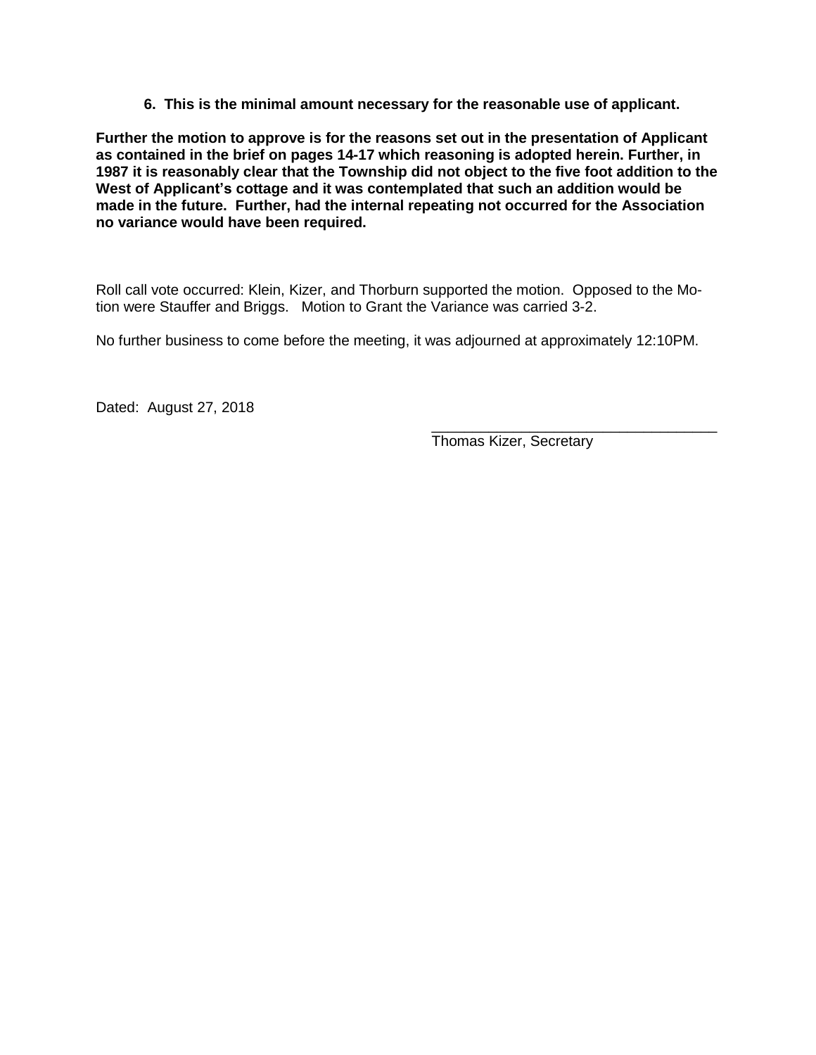**6. This is the minimal amount necessary for the reasonable use of applicant.**

**Further the motion to approve is for the reasons set out in the presentation of Applicant as contained in the brief on pages 14-17 which reasoning is adopted herein. Further, in 1987 it is reasonably clear that the Township did not object to the five foot addition to the West of Applicant's cottage and it was contemplated that such an addition would be made in the future. Further, had the internal repeating not occurred for the Association no variance would have been required.**

Roll call vote occurred: Klein, Kizer, and Thorburn supported the motion. Opposed to the Motion were Stauffer and Briggs. Motion to Grant the Variance was carried 3-2.

No further business to come before the meeting, it was adjourned at approximately 12:10PM.

Dated: August 27, 2018

___________________________________
Thomas Kizer, Secretary